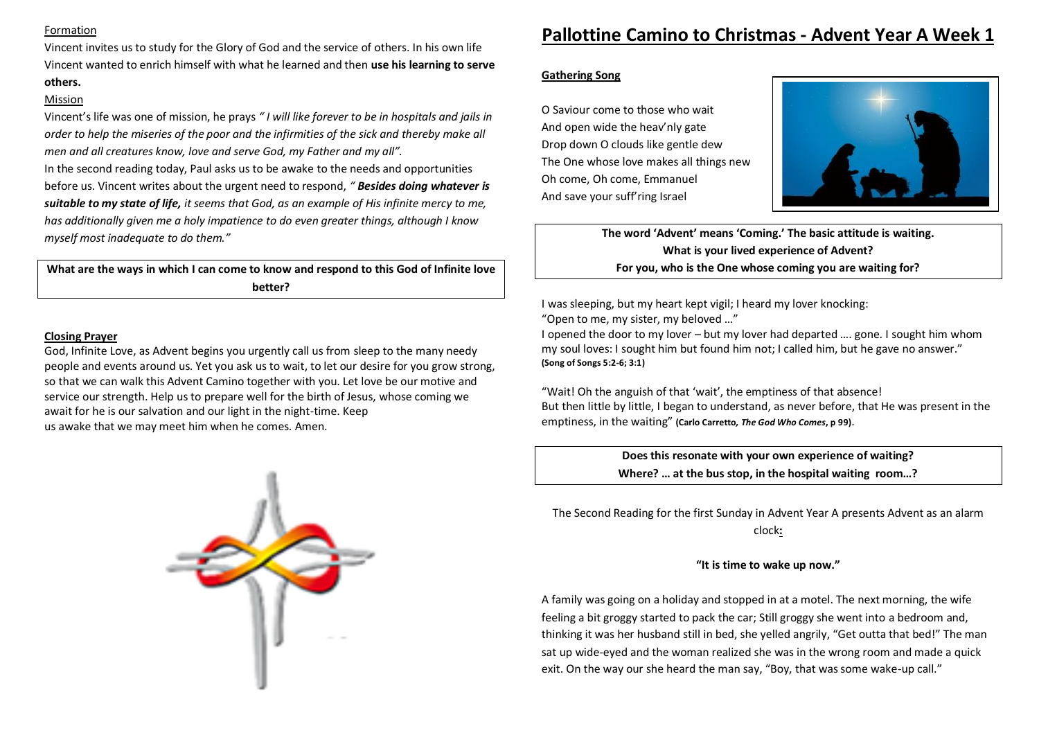# Pallottine Camino to Christmas - Advent Year A Week 1

**Gathering Song**

O Saviour come to those who wait
And open wide the heav'nly gate
Drop down O clouds like gentle dew
The One whose love makes all things new
Oh come, Oh come, Emmanuel
And save your suff'ring Israel

**The word 'Advent' means 'Coming.' The basic attitude is waiting.**
**What is your lived experience of Advent?**
**For you, who is the One whose coming you are waiting for?**

I was sleeping, but my heart kept vigil; I heard my lover knocking:
"Open to me, my sister, my beloved …"
I opened the door to my lover – but my lover had departed …. gone. I sought him whom my soul loves: I sought him but found him not; I called him, but he gave no answer." **(Song of Songs 5:2-6; 3:1)**

"Wait! Oh the anguish of that 'wait', the emptiness of that absence!
But then little by little, I began to understand, as never before, that He was present in the emptiness, in the waiting" **(Carlo Carretto, *The God Who Comes*, p 99).**

**Does this resonate with your own experience of waiting?**
**Where? … at the bus stop, in the hospital waiting room…?**

The Second Reading for the first Sunday in Advent Year A presents Advent as an alarm clock**:**

**"It is time to wake up now."**

A family was going on a holiday and stopped in at a motel. The next morning, the wife feeling a bit groggy started to pack the car; Still groggy she went into a bedroom and, thinking it was her husband still in bed, she yelled angrily, "Get outta that bed!" The man sat up wide-eyed and the woman realized she was in the wrong room and made a quick exit. On the way our she heard the man say, "Boy, that was some wake-up call."

Formation

Vincent invites us to study for the Glory of God and the service of others. In his own life Vincent wanted to enrich himself with what he learned and then **use his learning to serve others.**

Mission

Vincent's life was one of mission, he prays *" I will like forever to be in hospitals and jails in order to help the miseries of the poor and the infirmities of the sick and thereby make all men and all creatures know, love and serve God, my Father and my all".*

In the second reading today, Paul asks us to be awake to the needs and opportunities before us. Vincent writes about the urgent need to respond, *" **Besides doing whatever is suitable to my state of life,** it seems that God, as an example of His infinite mercy to me, has additionally given me a holy impatience to do even greater things, although I know myself most inadequate to do them."*

**What are the ways in which I can come to know and respond to this God of Infinite love better?**

**Closing Prayer**

God, Infinite Love, as Advent begins you urgently call us from sleep to the many needy people and events around us. Yet you ask us to wait, to let our desire for you grow strong, so that we can walk this Advent Camino together with you. Let love be our motive and service our strength. Help us to prepare well for the birth of Jesus, whose coming we await for he is our salvation and our light in the night-time. Keep us awake that we may meet him when he comes. Amen.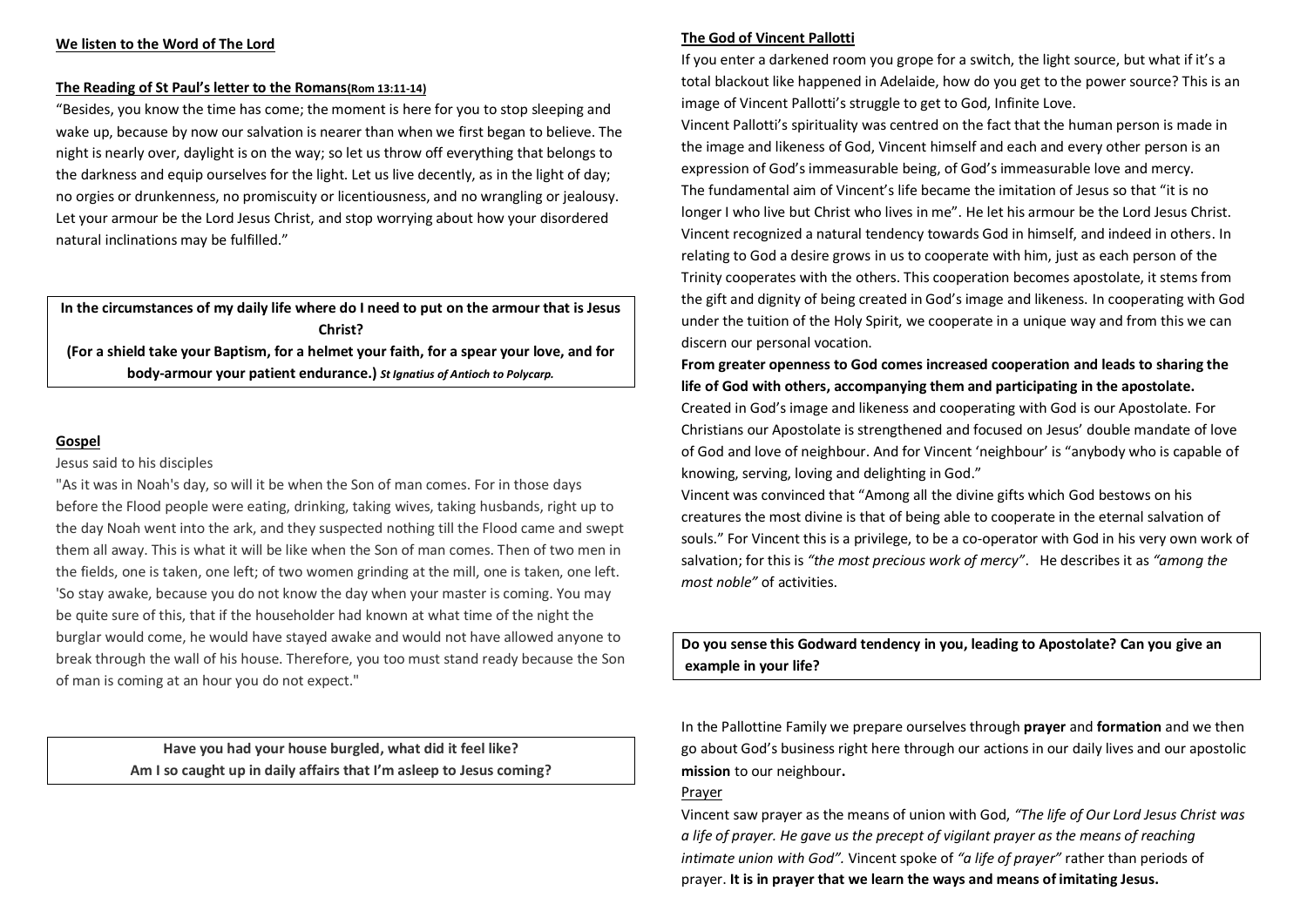**We listen to the Word of The Lord**

**The Reading of St Paul's letter to the Romans (Rom 13:11-14)**

"Besides, you know the time has come; the moment is here for you to stop sleeping and wake up, because by now our salvation is nearer than when we first began to believe. The night is nearly over, daylight is on the way; so let us throw off everything that belongs to the darkness and equip ourselves for the light. Let us live decently, as in the light of day; no orgies or drunkenness, no promiscuity or licentiousness, and no wrangling or jealousy. Let your armour be the Lord Jesus Christ, and stop worrying about how your disordered natural inclinations may be fulfilled."

**In the circumstances of my daily life where do I need to put on the armour that is Jesus Christ?**
**(For a shield take your Baptism, for a helmet your faith, for a spear your love, and for body-armour your patient endurance.)** ***St Ignatius of Antioch to Polycarp.***

**Gospel**

Jesus said to his disciples

"As it was in Noah's day, so will it be when the Son of man comes. For in those days before the Flood people were eating, drinking, taking wives, taking husbands, right up to the day Noah went into the ark, and they suspected nothing till the Flood came and swept them all away. This is what it will be like when the Son of man comes. Then of two men in the fields, one is taken, one left; of two women grinding at the mill, one is taken, one left. 'So stay awake, because you do not know the day when your master is coming. You may be quite sure of this, that if the householder had known at what time of the night the burglar would come, he would have stayed awake and would not have allowed anyone to break through the wall of his house. Therefore, you too must stand ready because the Son of man is coming at an hour you do not expect."

**Have you had your house burgled, what did it feel like?**
**Am I so caught up in daily affairs that I'm asleep to Jesus coming?**

**The God of Vincent Pallotti**

If you enter a darkened room you grope for a switch, the light source, but what if it's a total blackout like happened in Adelaide, how do you get to the power source? This is an image of Vincent Pallotti's struggle to get to God, Infinite Love.

Vincent Pallotti's spirituality was centred on the fact that the human person is made in the image and likeness of God, Vincent himself and each and every other person is an expression of God's immeasurable being, of God's immeasurable love and mercy.

The fundamental aim of Vincent's life became the imitation of Jesus so that "it is no longer I who live but Christ who lives in me". He let his armour be the Lord Jesus Christ.

Vincent recognized a natural tendency towards God in himself, and indeed in others. In relating to God a desire grows in us to cooperate with him, just as each person of the Trinity cooperates with the others. This cooperation becomes apostolate, it stems from the gift and dignity of being created in God's image and likeness. In cooperating with God under the tuition of the Holy Spirit, we cooperate in a unique way and from this we can discern our personal vocation.

**From greater openness to God comes increased cooperation and leads to sharing the life of God with others, accompanying them and participating in the apostolate.**

Created in God's image and likeness and cooperating with God is our Apostolate. For Christians our Apostolate is strengthened and focused on Jesus' double mandate of love of God and love of neighbour. And for Vincent 'neighbour' is "anybody who is capable of knowing, serving, loving and delighting in God."

Vincent was convinced that "Among all the divine gifts which God bestows on his creatures the most divine is that of being able to cooperate in the eternal salvation of souls." For Vincent this is a privilege, to be a co-operator with God in his very own work of salvation; for this is *"the most precious work of mercy"*. He describes it as *"among the most noble"* of activities.

**Do you sense this Godward tendency in you, leading to Apostolate? Can you give an example in your life?**

In the Pallottine Family we prepare ourselves through **prayer** and **formation** and we then go about God's business right here through our actions in our daily lives and our apostolic **mission** to our neighbour**.**

Prayer

Vincent saw prayer as the means of union with God, *"The life of Our Lord Jesus Christ was a life of prayer. He gave us the precept of vigilant prayer as the means of reaching intimate union with God".* Vincent spoke of *"a life of prayer"* rather than periods of prayer. **It is in prayer that we learn the ways and means of imitating Jesus.**